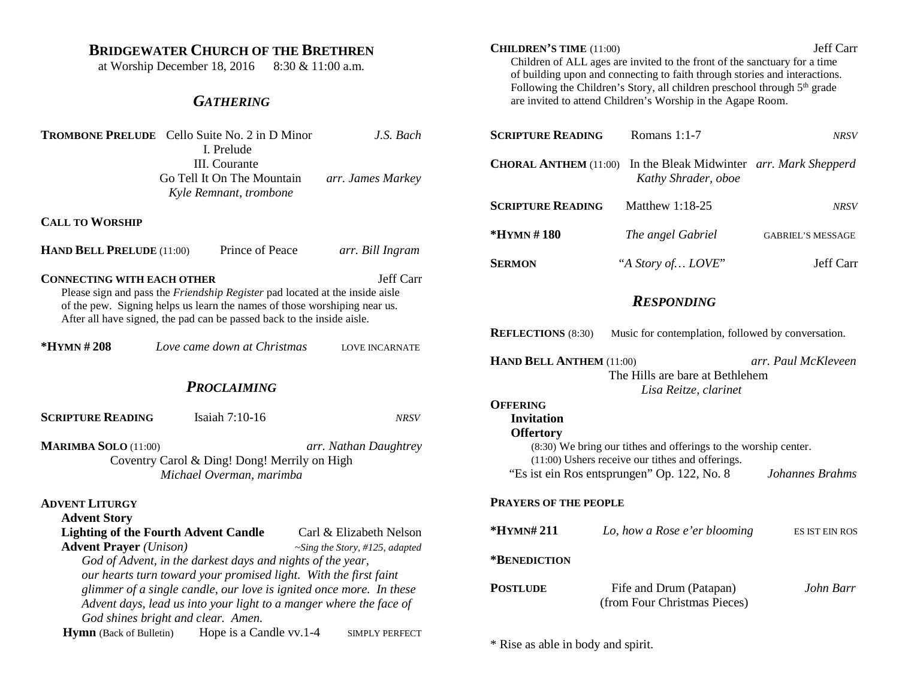# Bridgewater Church of the Brethren

at Worship December 18, 2016 8:30 & 11:00 a.m.

## *Gathering*

**Trombone Prelude** Cello Suite No. 2 in D Minor *J.S. Bach*
I. Prelude
III. Courante
Go Tell It On The Mountain *arr. James Markey*
*Kyle Remnant, trombone*

**Call to Worship**

**Hand Bell Prelude** (11:00) Prince of Peace *arr. Bill Ingram*

**Connecting with each other** Jeff Carr

Please sign and pass the *Friendship Register* pad located at the inside aisle of the pew. Signing helps us learn the names of those worshiping near us. After all have signed, the pad can be passed back to the inside aisle.

**\*Hymn # 208** *Love came down at Christmas* LOVE INCARNATE

## *Proclaiming*

**Scripture Reading** Isaiah 7:10-16 *NRSV*

**Marimba Solo** (11:00) *arr. Nathan Daughtrey*
Coventry Carol & Ding! Dong! Merrily on High
*Michael Overman, marimba*

**Advent Liturgy**

**Advent Story**

**Lighting of the Fourth Advent Candle** Carl & Elizabeth Nelson

**Advent Prayer** *(Unison)* *~Sing the Story, #125, adapted*

*God of Advent, in the darkest days and nights of the year, our hearts turn toward your promised light. With the first faint glimmer of a single candle, our love is ignited once more. In these Advent days, lead us into your light to a manger where the face of God shines bright and clear. Amen.*

**Hymn** (Back of Bulletin) Hope is a Candle vv.1-4 SIMPLY PERFECT

**Children's Time** (11:00) Jeff Carr

Children of ALL ages are invited to the front of the sanctuary for a time of building upon and connecting to faith through stories and interactions. Following the Children's Story, all children preschool through 5th grade are invited to attend Children's Worship in the Agape Room.

**Scripture Reading** Romans 1:1-7 *NRSV*

**Choral Anthem** (11:00) In the Bleak Midwinter *arr. Mark Shepperd*
*Kathy Shrader, oboe*

**Scripture Reading** Matthew 1:18-25 *NRSV*

**\*Hymn # 180** *The angel Gabriel* GABRIEL'S MESSAGE

**Sermon** "*A Story of… LOVE*" Jeff Carr

## *Responding*

**Reflections** (8:30) Music for contemplation, followed by conversation.

**Hand Bell Anthem** (11:00) *arr. Paul McKleveen*
The Hills are bare at Bethlehem
*Lisa Reitze, clarinet*

**Offering**

**Invitation**

**Offertory**

(8:30) We bring our tithes and offerings to the worship center.
(11:00) Ushers receive our tithes and offerings.

"Es ist ein Ros entsprungen" Op. 122, No. 8 *Johannes Brahms*

**Prayers of the People**

**\*Hymn# 211** *Lo, how a Rose e'er blooming* ES IST EIN ROS

**\*Benediction**

**Postlude** Fife and Drum (Patapan) *John Barr*
(from Four Christmas Pieces)

\* Rise as able in body and spirit.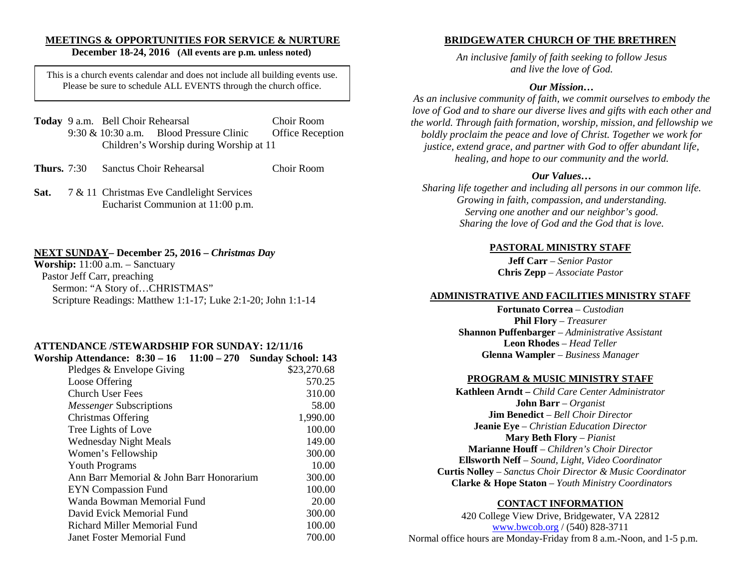## MEETINGS & OPPORTUNITIES FOR SERVICE & NURTURE

**December 18-24, 2016 (All events are p.m. unless noted)**

This is a church events calendar and does not include all building events use. Please be sure to schedule ALL EVENTS through the church office.

| | | | |
|---|---|---|---|
| **Today** | 9 a.m. | Bell Choir Rehearsal | Choir Room |
| | 9:30 & 10:30 a.m. | Blood Pressure Clinic | Office Reception |
| | | Children's Worship during Worship at 11 | |
| **Thurs.** | 7:30 | Sanctus Choir Rehearsal | Choir Room |
| **Sat.** | 7 & 11 | Christmas Eve Candlelight Services<br>Eucharist Communion at 11:00 p.m. | |

**NEXT SUNDAY– December 25, 2016 – *Christmas Day***

**Worship:** 11:00 a.m. – Sanctuary
Pastor Jeff Carr, preaching
Sermon: "A Story of…CHRISTMAS"
Scripture Readings: Matthew 1:1-17; Luke 2:1-20; John 1:1-14

**ATTENDANCE /STEWARDSHIP FOR SUNDAY: 12/11/16**

**Worship Attendance: 8:30 – 16 11:00 – 270 Sunday School: 143**

| | |
|---|---:|
| Pledges & Envelope Giving | $23,270.68 |
| Loose Offering | 570.25 |
| Church User Fees | 310.00 |
| *Messenger* Subscriptions | 58.00 |
| Christmas Offering | 1,990.00 |
| Tree Lights of Love | 100.00 |
| Wednesday Night Meals | 149.00 |
| Women's Fellowship | 300.00 |
| Youth Programs | 10.00 |
| Ann Barr Memorial & John Barr Honorarium | 300.00 |
| EYN Compassion Fund | 100.00 |
| Wanda Bowman Memorial Fund | 20.00 |
| David Evick Memorial Fund | 300.00 |
| Richard Miller Memorial Fund | 100.00 |
| Janet Foster Memorial Fund | 700.00 |

## BRIDGEWATER CHURCH OF THE BRETHREN

*An inclusive family of faith seeking to follow Jesus and live the love of God.*

***Our Mission…***

*As an inclusive community of faith, we commit ourselves to embody the love of God and to share our diverse lives and gifts with each other and the world. Through faith formation, worship, mission, and fellowship we boldly proclaim the peace and love of Christ. Together we work for justice, extend grace, and partner with God to offer abundant life, healing, and hope to our community and the world.*

***Our Values…***

*Sharing life together and including all persons in our common life.*
*Growing in faith, compassion, and understanding.*
*Serving one another and our neighbor's good.*
*Sharing the love of God and the God that is love.*

### PASTORAL MINISTRY STAFF

**Jeff Carr** – *Senior Pastor*
**Chris Zepp** – *Associate Pastor*

### ADMINISTRATIVE AND FACILITIES MINISTRY STAFF

**Fortunato Correa** – *Custodian*
**Phil Flory** – *Treasurer*
**Shannon Puffenbarger** – *Administrative Assistant*
**Leon Rhodes** – *Head Teller*
**Glenna Wampler** – *Business Manager*

### PROGRAM & MUSIC MINISTRY STAFF

**Kathleen Arndt –** *Child Care Center Administrator*
**John Barr** – *Organist*
**Jim Benedict** – *Bell Choir Director*
**Jeanie Eye** – *Christian Education Director*
**Mary Beth Flory** – *Pianist*
**Marianne Houff** – *Children's Choir Director*
**Ellsworth Neff** – *Sound, Light, Video Coordinator*
**Curtis Nolley** – *Sanctus Choir Director & Music Coordinator*
**Clarke & Hope Staton** – *Youth Ministry Coordinators*

### CONTACT INFORMATION

420 College View Drive, Bridgewater, VA 22812
www.bwcob.org / (540) 828-3711
Normal office hours are Monday-Friday from 8 a.m.-Noon, and 1-5 p.m.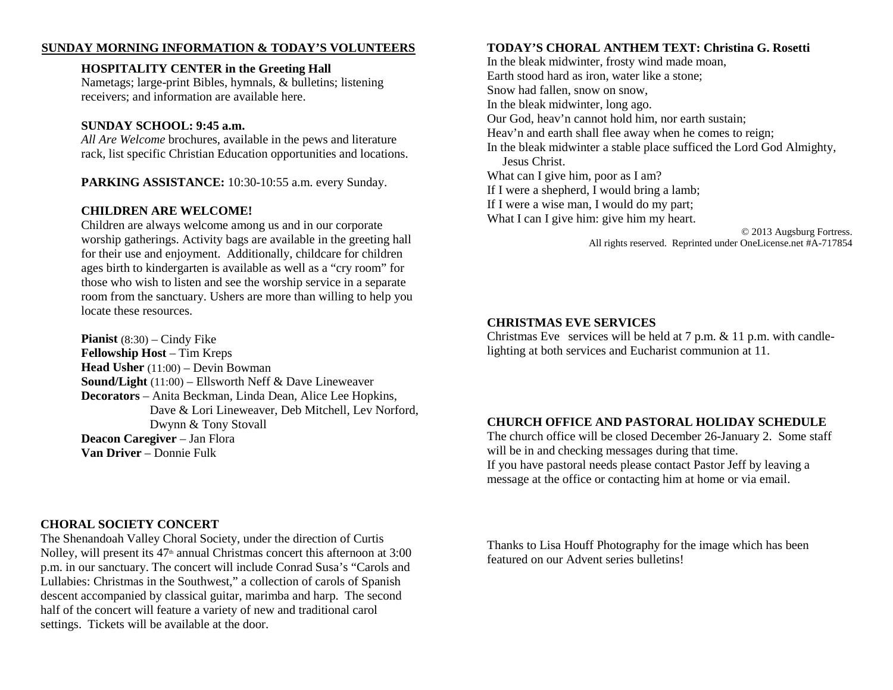## SUNDAY MORNING INFORMATION & TODAY'S VOLUNTEERS

### HOSPITALITY CENTER in the Greeting Hall

Nametags; large-print Bibles, hymnals, & bulletins; listening receivers; and information are available here.

### SUNDAY SCHOOL: 9:45 a.m.

*All Are Welcome* brochures, available in the pews and literature rack, list specific Christian Education opportunities and locations.

**PARKING ASSISTANCE:** 10:30-10:55 a.m. every Sunday.

### CHILDREN ARE WELCOME!

Children are always welcome among us and in our corporate worship gatherings. Activity bags are available in the greeting hall for their use and enjoyment. Additionally, childcare for children ages birth to kindergarten is available as well as a "cry room" for those who wish to listen and see the worship service in a separate room from the sanctuary. Ushers are more than willing to help you locate these resources.

**Pianist** (8:30) – Cindy Fike
**Fellowship Host** – Tim Kreps
**Head Usher** (11:00) – Devin Bowman
**Sound/Light** (11:00) – Ellsworth Neff & Dave Lineweaver
**Decorators** – Anita Beckman, Linda Dean, Alice Lee Hopkins, Dave & Lori Lineweaver, Deb Mitchell, Lev Norford, Dwynn & Tony Stovall
**Deacon Caregiver** – Jan Flora
**Van Driver** – Donnie Fulk

## CHORAL SOCIETY CONCERT

The Shenandoah Valley Choral Society, under the direction of Curtis Nolley, will present its 47th annual Christmas concert this afternoon at 3:00 p.m. in our sanctuary. The concert will include Conrad Susa's "Carols and Lullabies: Christmas in the Southwest," a collection of carols of Spanish descent accompanied by classical guitar, marimba and harp. The second half of the concert will feature a variety of new and traditional carol settings. Tickets will be available at the door.

## TODAY'S CHORAL ANTHEM TEXT: Christina G. Rosetti

In the bleak midwinter, frosty wind made moan,
Earth stood hard as iron, water like a stone;
Snow had fallen, snow on snow,
In the bleak midwinter, long ago.
Our God, heav'n cannot hold him, nor earth sustain;
Heav'n and earth shall flee away when he comes to reign;
In the bleak midwinter a stable place sufficed the Lord God Almighty, Jesus Christ.
What can I give him, poor as I am?
If I were a shepherd, I would bring a lamb;
If I were a wise man, I would do my part;
What I can I give him: give him my heart.

© 2013 Augsburg Fortress.
All rights reserved. Reprinted under OneLicense.net #A-717854

## CHRISTMAS EVE SERVICES

Christmas Eve services will be held at 7 p.m. & 11 p.m. with candle-lighting at both services and Eucharist communion at 11.

## CHURCH OFFICE AND PASTORAL HOLIDAY SCHEDULE

The church office will be closed December 26-January 2. Some staff will be in and checking messages during that time.
If you have pastoral needs please contact Pastor Jeff by leaving a message at the office or contacting him at home or via email.

Thanks to Lisa Houff Photography for the image which has been featured on our Advent series bulletins!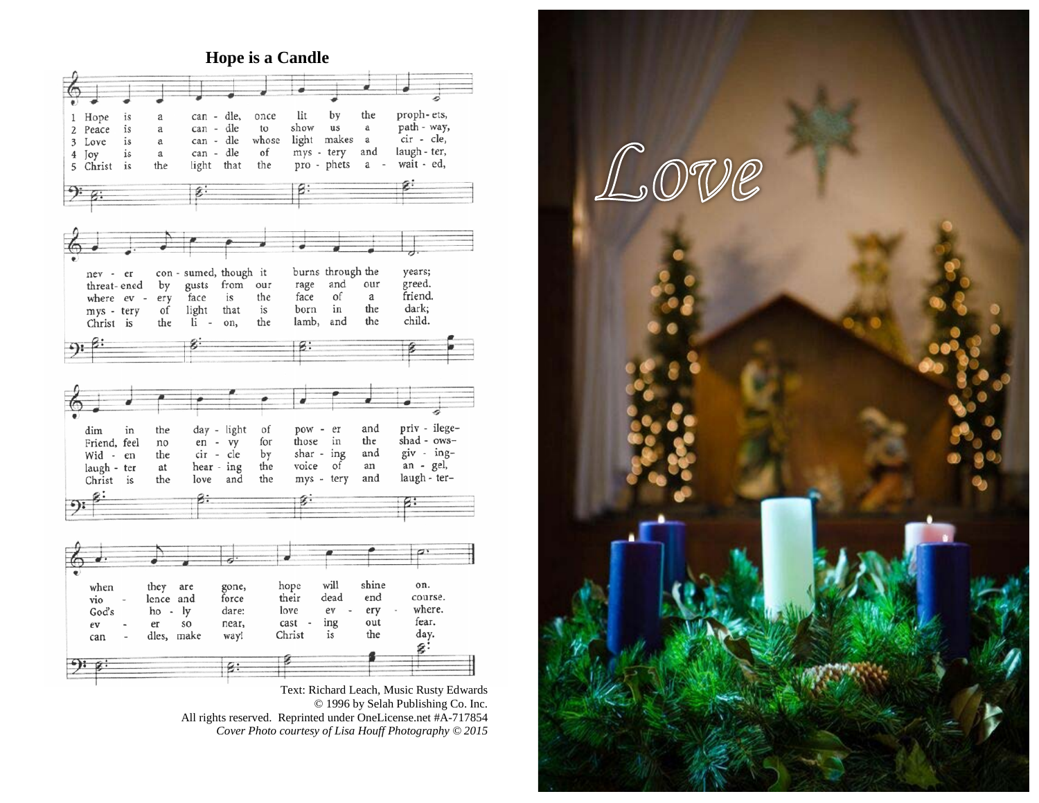# Hope is a Candle

1 Hope is a candle, once lit by the prophets, never consumed, though it burns through the years; dim in the daylight of power and privilege—when they are gone, hope will shine on.

2 Peace is a candle to show us a pathway, threatened by gusts from our rage and our greed. Friend, feel no envy for those in the shadows—violence and force their dead end course.

3 Love is a candle whose light makes a circle, where every face is the face of a friend. Widen the circle by sharing and giving—God's holy dare: love everywhere.

4 Joy is a candle of mystery and laughter, mystery of light that is born in the dark; laughter at hearing the voice of an angel, ever so near, casting out fear.

5 Christ is the light that the prophets awaited, Christ is the lion, the lamb, and the child. Christ is the love and the mystery and laughter—candles, make way! Christ is the day.

Text: Richard Leach, Music Rusty Edwards
© 1996 by Selah Publishing Co. Inc.
All rights reserved. Reprinted under OneLicense.net #A-717854
*Cover Photo courtesy of Lisa Houff Photography © 2015*

Love